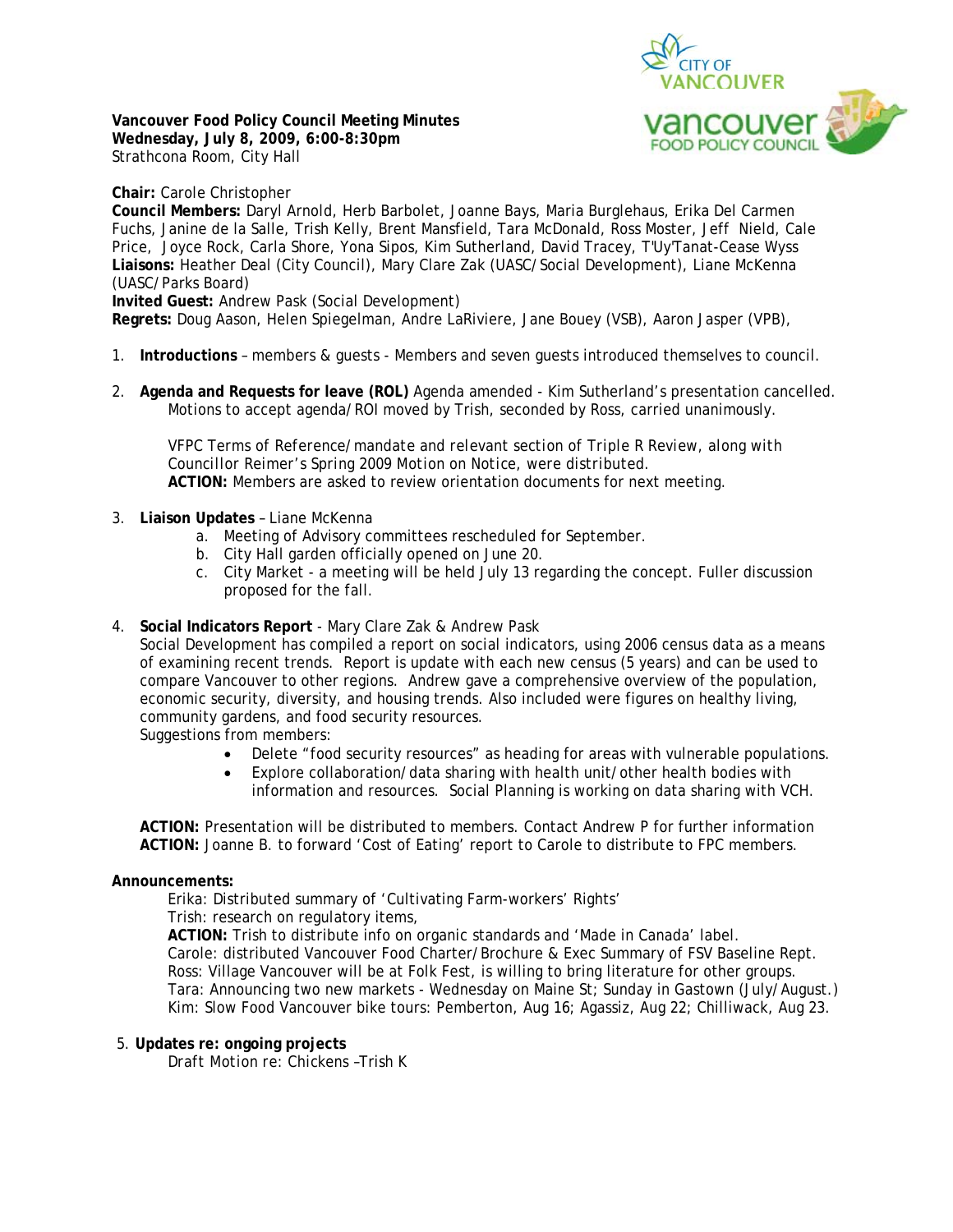**Vancouver Food Policy Council Meeting Minutes**
**Wednesday, July 8, 2009, 6:00-8:30pm**
Strathcona Room, City Hall

**Chair:** Carole Christopher
**Council Members:** Daryl Arnold, Herb Barbolet, Joanne Bays, Maria Burglehaus, Erika Del Carmen Fuchs, Janine de la Salle, Trish Kelly, Brent Mansfield, Tara McDonald, Ross Moster, Jeff Nield, Cale Price, Joyce Rock, Carla Shore, Yona Sipos, Kim Sutherland, David Tracey, T'Uy'Tanat-Cease Wyss
**Liaisons:** Heather Deal (City Council), Mary Clare Zak (UASC/Social Development), Liane McKenna (UASC/Parks Board)
**Invited Guest:** Andrew Pask (Social Development)
**Regrets:** Doug Aason, Helen Spiegelman, Andre LaRiviere, Jane Bouey (VSB), Aaron Jasper (VPB),

1. **Introductions** – members & guests - Members and seven guests introduced themselves to council.
2. **Agenda and Requests for leave (ROL)** Agenda amended - Kim Sutherland's presentation cancelled. Motions to accept agenda/ROI moved by Trish, seconded by Ross, carried unanimously.

   VFPC Terms of Reference/mandate and relevant section of Triple R Review, along with Councillor Reimer's Spring 2009 Motion on Notice, were distributed.
   **ACTION:** Members are asked to review orientation documents for next meeting.
3. **Liaison Updates** – Liane McKenna
   a. Meeting of Advisory committees rescheduled for September.
   b. City Hall garden officially opened on June 20.
   c. City Market - a meeting will be held July 13 regarding the concept. Fuller discussion proposed for the fall.
4. **Social Indicators Report** - Mary Clare Zak & Andrew Pask

   Social Development has compiled a report on social indicators, using 2006 census data as a means of examining recent trends. Report is update with each new census (5 years) and can be used to compare Vancouver to other regions. Andrew gave a comprehensive overview of the population, economic security, diversity, and housing trends. Also included were figures on healthy living, community gardens, and food security resources.
   Suggestions from members:
   - Delete "food security resources" as heading for areas with vulnerable populations.
   - Explore collaboration/data sharing with health unit/other health bodies with information and resources. Social Planning is working on data sharing with VCH.

   **ACTION:** Presentation will be distributed to members. Contact Andrew P for further information
   **ACTION:** Joanne B. to forward 'Cost of Eating' report to Carole to distribute to FPC members.

**Announcements:**

Erika: Distributed summary of 'Cultivating Farm-workers' Rights'
Trish: research on regulatory items,
**ACTION:** Trish to distribute info on organic standards and 'Made in Canada' label.
Carole: distributed Vancouver Food Charter/Brochure & Exec Summary of FSV Baseline Rept.
Ross: Village Vancouver will be at Folk Fest, is willing to bring literature for other groups.
Tara: Announcing two new markets - Wednesday on Maine St; Sunday in Gastown (July/August.)
Kim: Slow Food Vancouver bike tours: Pemberton, Aug 16; Agassiz, Aug 22; Chilliwack, Aug 23.

5. **Updates re: ongoing projects**

   Draft Motion re: Chickens –Trish K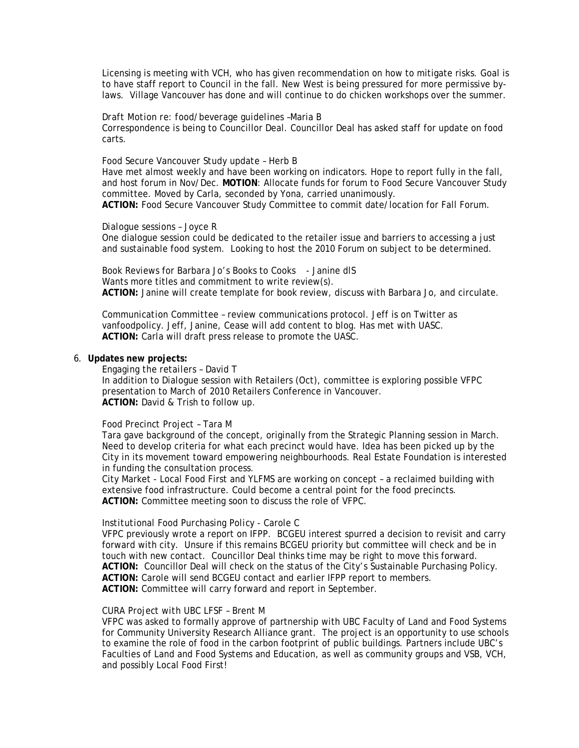Licensing is meeting with VCH, who has given recommendation on how to mitigate risks. Goal is to have staff report to Council in the fall. New West is being pressured for more permissive by-laws. Village Vancouver has done and will continue to do chicken workshops over the summer.

Draft Motion re: food/beverage guidelines –Maria B
Correspondence is being to Councillor Deal. Councillor Deal has asked staff for update on food carts.

Food Secure Vancouver Study update – Herb B
Have met almost weekly and have been working on indicators. Hope to report fully in the fall, and host forum in Nov/Dec. **MOTION**: Allocate funds for forum to Food Secure Vancouver Study committee. Moved by Carla, seconded by Yona, carried unanimously.
**ACTION:** Food Secure Vancouver Study Committee to commit date/location for Fall Forum.

Dialogue sessions – Joyce R
One dialogue session could be dedicated to the retailer issue and barriers to accessing a just and sustainable food system. Looking to host the 2010 Forum on subject to be determined.

Book Reviews for Barbara Jo's Books to Cooks - Janine dlS
Wants more titles and commitment to write review(s).
**ACTION:** Janine will create template for book review, discuss with Barbara Jo, and circulate.

Communication Committee – review communications protocol. Jeff is on Twitter as vanfoodpolicy. Jeff, Janine, Cease will add content to blog. Has met with UASC.
**ACTION:** Carla will draft press release to promote the UASC.

6. **Updates new projects:**

Engaging the retailers – David T
In addition to Dialogue session with Retailers (Oct), committee is exploring possible VFPC presentation to March of 2010 Retailers Conference in Vancouver.
**ACTION:** David & Trish to follow up.

Food Precinct Project – Tara M
Tara gave background of the concept, originally from the Strategic Planning session in March. Need to develop criteria for what each precinct would have. Idea has been picked up by the City in its movement toward empowering neighbourhoods. Real Estate Foundation is interested in funding the consultation process.
City Market - Local Food First and YLFMS are working on concept – a reclaimed building with extensive food infrastructure. Could become a central point for the food precincts.
**ACTION:** Committee meeting soon to discuss the role of VFPC.

Institutional Food Purchasing Policy - Carole C
VFPC previously wrote a report on IFPP. BCGEU interest spurred a decision to revisit and carry forward with city. Unsure if this remains BCGEU priority but committee will check and be in touch with new contact. Councillor Deal thinks time may be right to move this forward.
**ACTION:** Councillor Deal will check on the status of the City's Sustainable Purchasing Policy.
**ACTION:** Carole will send BCGEU contact and earlier IFPP report to members.
**ACTION:** Committee will carry forward and report in September.

CURA Project with UBC LFSF – Brent M
VFPC was asked to formally approve of partnership with UBC Faculty of Land and Food Systems for Community University Research Alliance grant. The project is an opportunity to use schools to examine the role of food in the carbon footprint of public buildings. Partners include UBC's Faculties of Land and Food Systems and Education, as well as community groups and VSB, VCH, and possibly Local Food First!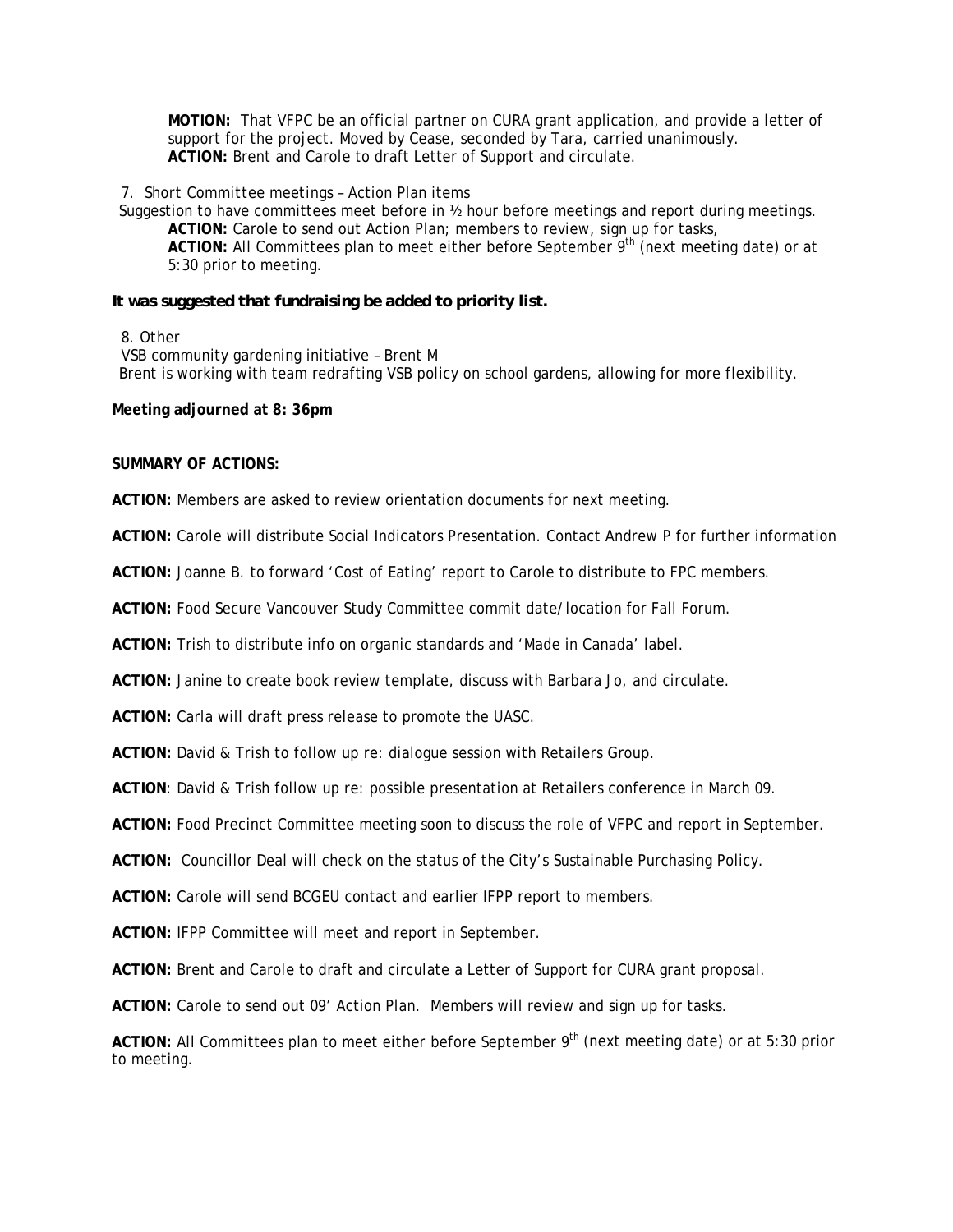**MOTION:** That VFPC be an official partner on CURA grant application, and provide a letter of support for the project. Moved by Cease, seconded by Tara, carried unanimously.
**ACTION:** Brent and Carole to draft Letter of Support and circulate.

7. Short Committee meetings – Action Plan items

Suggestion to have committees meet before in ½ hour before meetings and report during meetings.
**ACTION:** Carole to send out Action Plan; members to review, sign up for tasks,
**ACTION:** All Committees plan to meet either before September 9th (next meeting date) or at 5:30 prior to meeting.

***It was suggested that fundraising be added to priority list.***

8. Other

VSB community gardening initiative – Brent M
Brent is working with team redrafting VSB policy on school gardens, allowing for more flexibility.

**Meeting adjourned at 8: 36pm**

**SUMMARY OF ACTIONS:**

**ACTION:** Members are asked to review orientation documents for next meeting.

**ACTION:** Carole will distribute Social Indicators Presentation. Contact Andrew P for further information

**ACTION:** Joanne B. to forward 'Cost of Eating' report to Carole to distribute to FPC members.

**ACTION:** Food Secure Vancouver Study Committee commit date/location for Fall Forum.

**ACTION:** Trish to distribute info on organic standards and 'Made in Canada' label.

**ACTION:** Janine to create book review template, discuss with Barbara Jo, and circulate.

**ACTION:** Carla will draft press release to promote the UASC.

**ACTION:** David & Trish to follow up re: dialogue session with Retailers Group.

**ACTION**: David & Trish follow up re: possible presentation at Retailers conference in March 09.

**ACTION:** Food Precinct Committee meeting soon to discuss the role of VFPC and report in September.

**ACTION:** Councillor Deal will check on the status of the City's Sustainable Purchasing Policy.

**ACTION:** Carole will send BCGEU contact and earlier IFPP report to members.

**ACTION:** IFPP Committee will meet and report in September.

**ACTION:** Brent and Carole to draft and circulate a Letter of Support for CURA grant proposal.

**ACTION:** Carole to send out 09' Action Plan. Members will review and sign up for tasks.

**ACTION:** All Committees plan to meet either before September 9th (next meeting date) or at 5:30 prior to meeting.